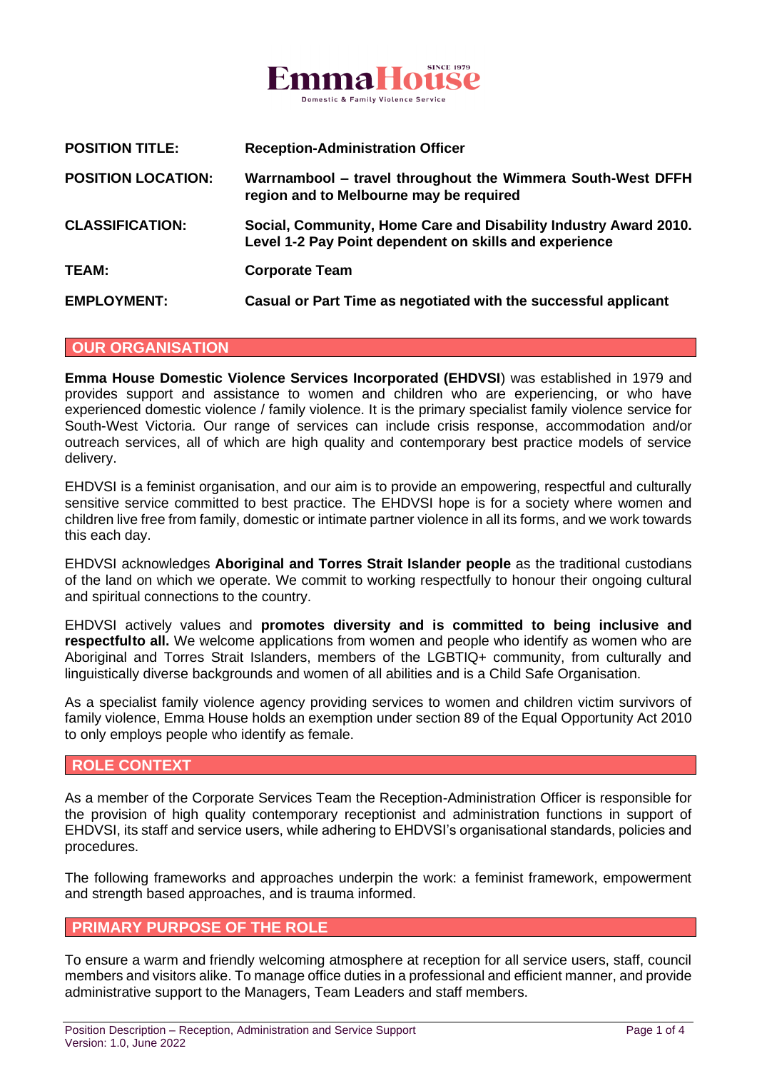EmmaHouse
SINCE 1979
Domestic & Family Violence Service

| | |
|---|---|
| **POSITION TITLE:** | **Reception-Administration Officer** |
| **POSITION LOCATION:** | **Warrnambool – travel throughout the Wimmera South-West DFFH region and to Melbourne may be required** |
| **CLASSIFICATION:** | **Social, Community, Home Care and Disability Industry Award 2010. Level 1-2 Pay Point dependent on skills and experience** |
| **TEAM:** | **Corporate Team** |
| **EMPLOYMENT:** | **Casual or Part Time as negotiated with the successful applicant** |

## OUR ORGANISATION

**Emma House Domestic Violence Services Incorporated (EHDVSI**) was established in 1979 and provides support and assistance to women and children who are experiencing, or who have experienced domestic violence / family violence. It is the primary specialist family violence service for South-West Victoria. Our range of services can include crisis response, accommodation and/or outreach services, all of which are high quality and contemporary best practice models of service delivery.

EHDVSI is a feminist organisation, and our aim is to provide an empowering, respectful and culturally sensitive service committed to best practice. The EHDVSI hope is for a society where women and children live free from family, domestic or intimate partner violence in all its forms, and we work towards this each day.

EHDVSI acknowledges **Aboriginal and Torres Strait Islander people** as the traditional custodians of the land on which we operate. We commit to working respectfully to honour their ongoing cultural and spiritual connections to the country.

EHDVSI actively values and **promotes diversity and is committed to being inclusive and respectfulto all.** We welcome applications from women and people who identify as women who are Aboriginal and Torres Strait Islanders, members of the LGBTIQ+ community, from culturally and linguistically diverse backgrounds and women of all abilities and is a Child Safe Organisation.

As a specialist family violence agency providing services to women and children victim survivors of family violence, Emma House holds an exemption under section 89 of the Equal Opportunity Act 2010 to only employs people who identify as female.

## ROLE CONTEXT

As a member of the Corporate Services Team the Reception-Administration Officer is responsible for the provision of high quality contemporary receptionist and administration functions in support of EHDVSI, its staff and service users, while adhering to EHDVSI's organisational standards, policies and procedures.

The following frameworks and approaches underpin the work: a feminist framework, empowerment and strength based approaches, and is trauma informed.

## PRIMARY PURPOSE OF THE ROLE

To ensure a warm and friendly welcoming atmosphere at reception for all service users, staff, council members and visitors alike. To manage office duties in a professional and efficient manner, and provide administrative support to the Managers, Team Leaders and staff members.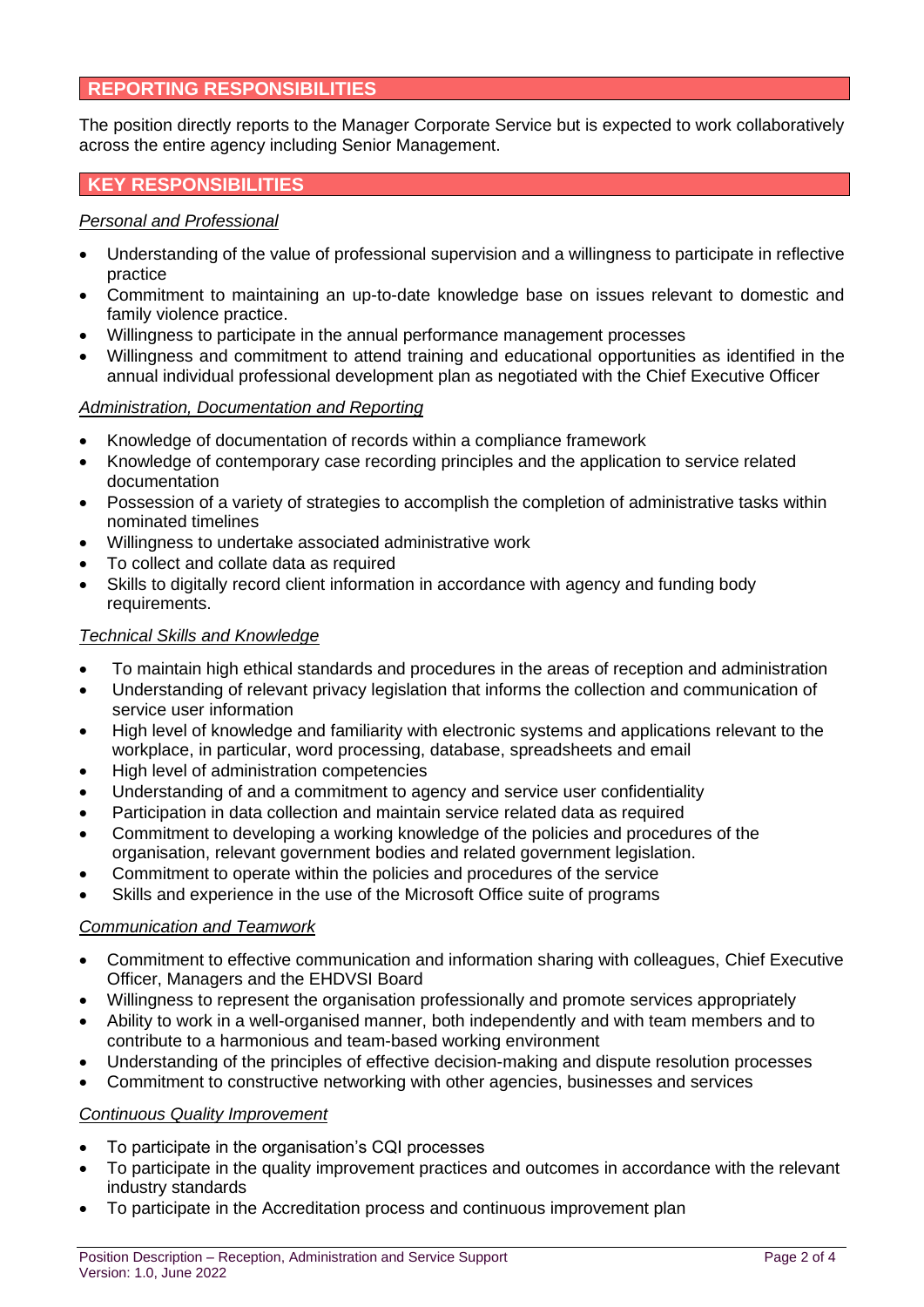## REPORTING RESPONSIBILITIES

The position directly reports to the Manager Corporate Service but is expected to work collaboratively across the entire agency including Senior Management.

## KEY RESPONSIBILITIES

*Personal and Professional*

- Understanding of the value of professional supervision and a willingness to participate in reflective practice
- Commitment to maintaining an up-to-date knowledge base on issues relevant to domestic and family violence practice.
- Willingness to participate in the annual performance management processes
- Willingness and commitment to attend training and educational opportunities as identified in the annual individual professional development plan as negotiated with the Chief Executive Officer

*Administration, Documentation and Reporting*

- Knowledge of documentation of records within a compliance framework
- Knowledge of contemporary case recording principles and the application to service related documentation
- Possession of a variety of strategies to accomplish the completion of administrative tasks within nominated timelines
- Willingness to undertake associated administrative work
- To collect and collate data as required
- Skills to digitally record client information in accordance with agency and funding body requirements.

*Technical Skills and Knowledge*

- To maintain high ethical standards and procedures in the areas of reception and administration
- Understanding of relevant privacy legislation that informs the collection and communication of service user information
- High level of knowledge and familiarity with electronic systems and applications relevant to the workplace, in particular, word processing, database, spreadsheets and email
- High level of administration competencies
- Understanding of and a commitment to agency and service user confidentiality
- Participation in data collection and maintain service related data as required
- Commitment to developing a working knowledge of the policies and procedures of the organisation, relevant government bodies and related government legislation.
- Commitment to operate within the policies and procedures of the service
- Skills and experience in the use of the Microsoft Office suite of programs

*Communication and Teamwork*

- Commitment to effective communication and information sharing with colleagues, Chief Executive Officer, Managers and the EHDVSI Board
- Willingness to represent the organisation professionally and promote services appropriately
- Ability to work in a well-organised manner, both independently and with team members and to contribute to a harmonious and team-based working environment
- Understanding of the principles of effective decision-making and dispute resolution processes
- Commitment to constructive networking with other agencies, businesses and services

*Continuous Quality Improvement*

- To participate in the organisation's CQI processes
- To participate in the quality improvement practices and outcomes in accordance with the relevant industry standards
- To participate in the Accreditation process and continuous improvement plan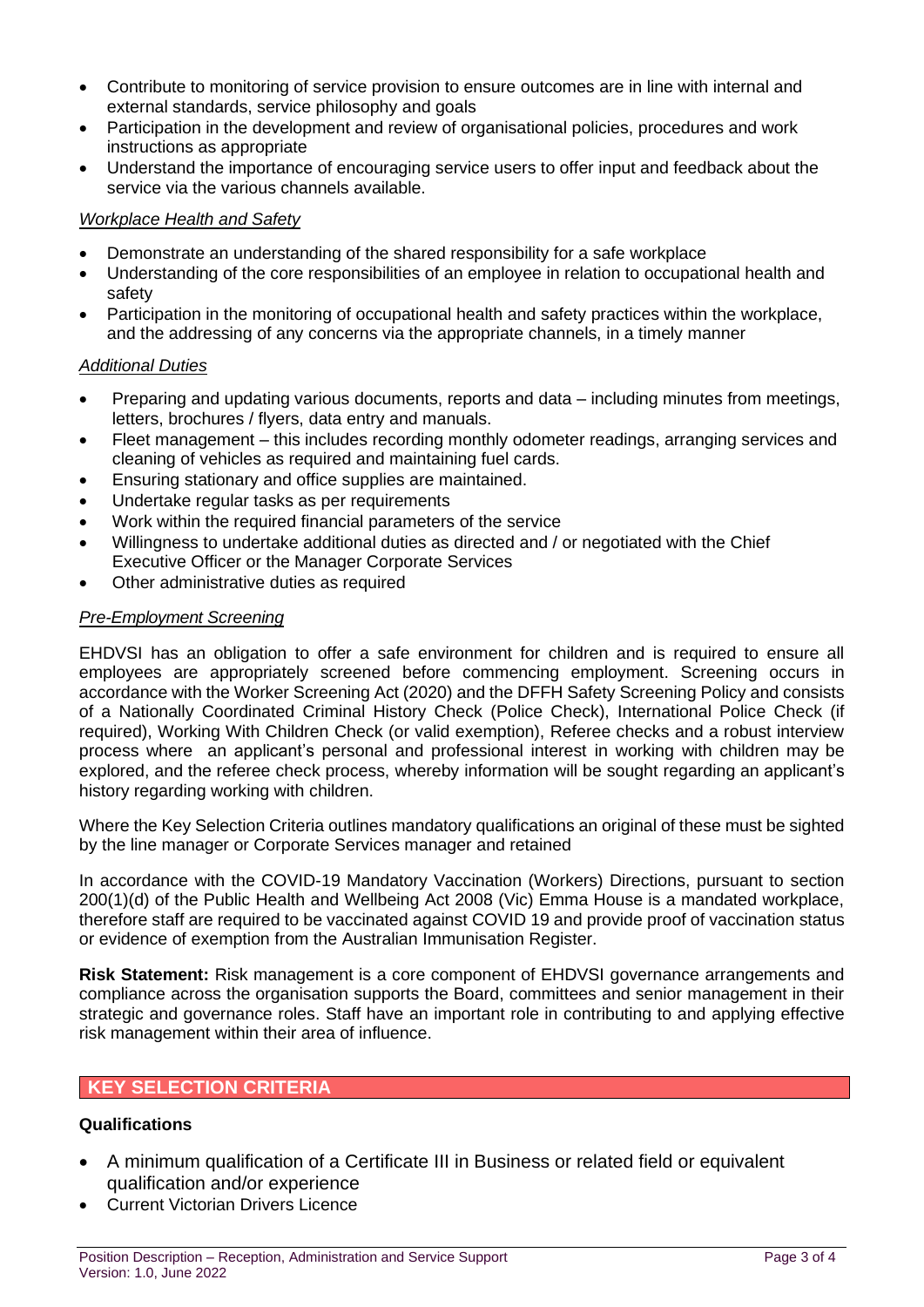- Contribute to monitoring of service provision to ensure outcomes are in line with internal and external standards, service philosophy and goals
- Participation in the development and review of organisational policies, procedures and work instructions as appropriate
- Understand the importance of encouraging service users to offer input and feedback about the service via the various channels available.

*Workplace Health and Safety*

- Demonstrate an understanding of the shared responsibility for a safe workplace
- Understanding of the core responsibilities of an employee in relation to occupational health and safety
- Participation in the monitoring of occupational health and safety practices within the workplace, and the addressing of any concerns via the appropriate channels, in a timely manner

*Additional Duties*

- Preparing and updating various documents, reports and data – including minutes from meetings, letters, brochures / flyers, data entry and manuals.
- Fleet management – this includes recording monthly odometer readings, arranging services and cleaning of vehicles as required and maintaining fuel cards.
- Ensuring stationary and office supplies are maintained.
- Undertake regular tasks as per requirements
- Work within the required financial parameters of the service
- Willingness to undertake additional duties as directed and / or negotiated with the Chief Executive Officer or the Manager Corporate Services
- Other administrative duties as required

*Pre-Employment Screening*

EHDVSI has an obligation to offer a safe environment for children and is required to ensure all employees are appropriately screened before commencing employment. Screening occurs in accordance with the Worker Screening Act (2020) and the DFFH Safety Screening Policy and consists of a Nationally Coordinated Criminal History Check (Police Check), International Police Check (if required), Working With Children Check (or valid exemption), Referee checks and a robust interview process where an applicant's personal and professional interest in working with children may be explored, and the referee check process, whereby information will be sought regarding an applicant's history regarding working with children.

Where the Key Selection Criteria outlines mandatory qualifications an original of these must be sighted by the line manager or Corporate Services manager and retained

In accordance with the COVID-19 Mandatory Vaccination (Workers) Directions, pursuant to section 200(1)(d) of the Public Health and Wellbeing Act 2008 (Vic) Emma House is a mandated workplace, therefore staff are required to be vaccinated against COVID 19 and provide proof of vaccination status or evidence of exemption from the Australian Immunisation Register.

**Risk Statement:** Risk management is a core component of EHDVSI governance arrangements and compliance across the organisation supports the Board, committees and senior management in their strategic and governance roles. Staff have an important role in contributing to and applying effective risk management within their area of influence.

## KEY SELECTION CRITERIA

**Qualifications**

- A minimum qualification of a Certificate III in Business or related field or equivalent qualification and/or experience
- Current Victorian Drivers Licence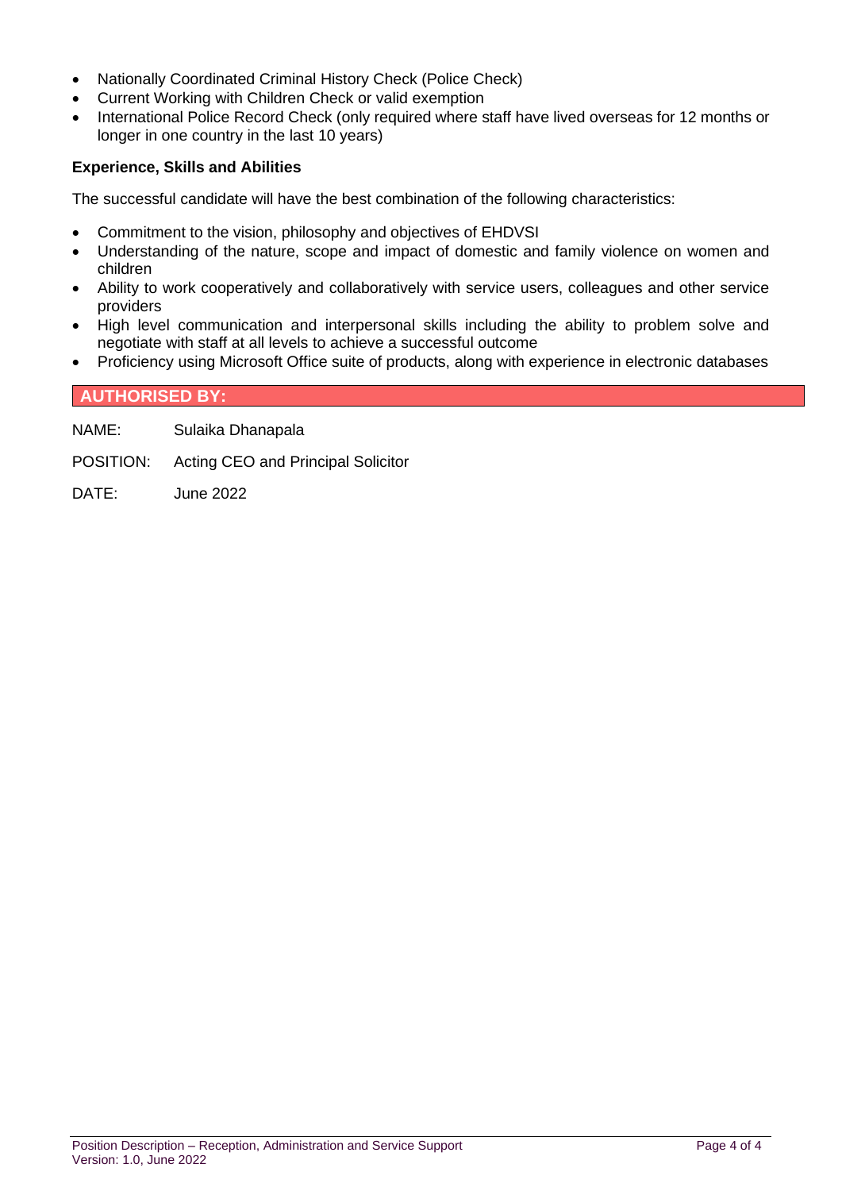- Nationally Coordinated Criminal History Check (Police Check)
- Current Working with Children Check or valid exemption
- International Police Record Check (only required where staff have lived overseas for 12 months or longer in one country in the last 10 years)

**Experience, Skills and Abilities**

The successful candidate will have the best combination of the following characteristics:

- Commitment to the vision, philosophy and objectives of EHDVSI
- Understanding of the nature, scope and impact of domestic and family violence on women and children
- Ability to work cooperatively and collaboratively with service users, colleagues and other service providers
- High level communication and interpersonal skills including the ability to problem solve and negotiate with staff at all levels to achieve a successful outcome
- Proficiency using Microsoft Office suite of products, along with experience in electronic databases

## AUTHORISED BY:

NAME: Sulaika Dhanapala

POSITION: Acting CEO and Principal Solicitor

DATE: June 2022